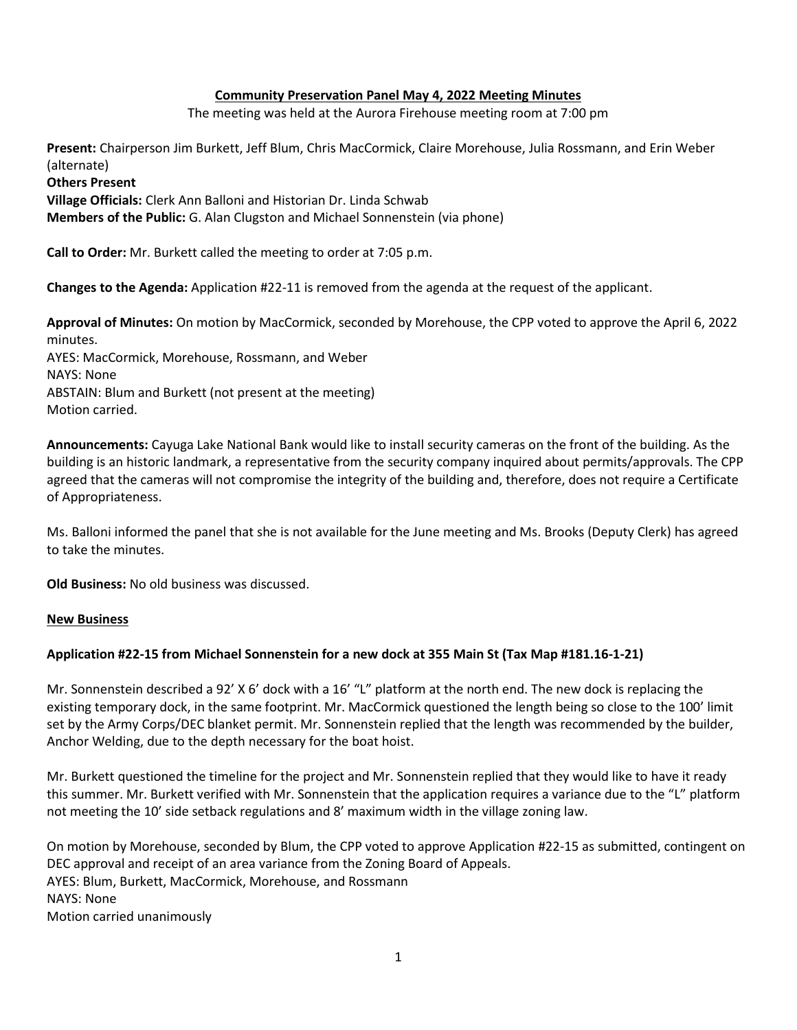# Community Preservation Panel May 4, 2022 Meeting Minutes

The meeting was held at the Aurora Firehouse meeting room at 7:00 pm

**Present:** Chairperson Jim Burkett, Jeff Blum, Chris MacCormick, Claire Morehouse, Julia Rossmann, and Erin Weber (alternate)

**Others Present**

**Village Officials:** Clerk Ann Balloni and Historian Dr. Linda Schwab

**Members of the Public:** G. Alan Clugston and Michael Sonnenstein (via phone)

**Call to Order:** Mr. Burkett called the meeting to order at 7:05 p.m.

**Changes to the Agenda:** Application #22-11 is removed from the agenda at the request of the applicant.

**Approval of Minutes:** On motion by MacCormick, seconded by Morehouse, the CPP voted to approve the April 6, 2022 minutes.

AYES: MacCormick, Morehouse, Rossmann, and Weber

NAYS: None

ABSTAIN: Blum and Burkett (not present at the meeting)

Motion carried.

**Announcements:** Cayuga Lake National Bank would like to install security cameras on the front of the building. As the building is an historic landmark, a representative from the security company inquired about permits/approvals. The CPP agreed that the cameras will not compromise the integrity of the building and, therefore, does not require a Certificate of Appropriateness.

Ms. Balloni informed the panel that she is not available for the June meeting and Ms. Brooks (Deputy Clerk) has agreed to take the minutes.

**Old Business:** No old business was discussed.

## New Business

### Application #22-15 from Michael Sonnenstein for a new dock at 355 Main St (Tax Map #181.16-1-21)

Mr. Sonnenstein described a 92' X 6' dock with a 16' "L" platform at the north end. The new dock is replacing the existing temporary dock, in the same footprint. Mr. MacCormick questioned the length being so close to the 100' limit set by the Army Corps/DEC blanket permit. Mr. Sonnenstein replied that the length was recommended by the builder, Anchor Welding, due to the depth necessary for the boat hoist.

Mr. Burkett questioned the timeline for the project and Mr. Sonnenstein replied that they would like to have it ready this summer. Mr. Burkett verified with Mr. Sonnenstein that the application requires a variance due to the "L" platform not meeting the 10' side setback regulations and 8' maximum width in the village zoning law.

On motion by Morehouse, seconded by Blum, the CPP voted to approve Application #22-15 as submitted, contingent on DEC approval and receipt of an area variance from the Zoning Board of Appeals.

AYES: Blum, Burkett, MacCormick, Morehouse, and Rossmann

NAYS: None

Motion carried unanimously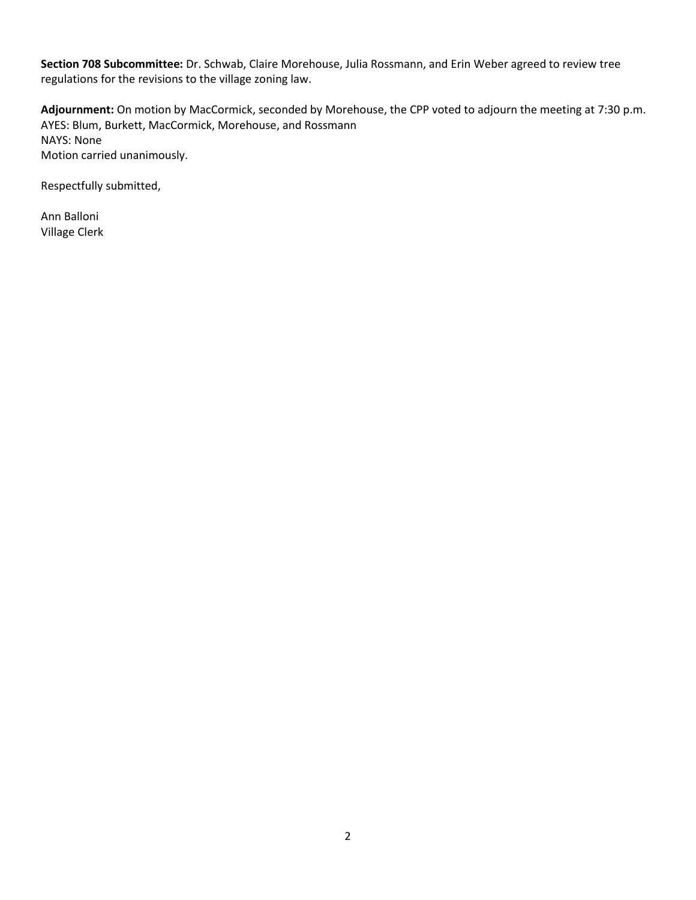**Section 708 Subcommittee:** Dr. Schwab, Claire Morehouse, Julia Rossmann, and Erin Weber agreed to review tree regulations for the revisions to the village zoning law.

**Adjournment:** On motion by MacCormick, seconded by Morehouse, the CPP voted to adjourn the meeting at 7:30 p.m.
AYES: Blum, Burkett, MacCormick, Morehouse, and Rossmann
NAYS: None
Motion carried unanimously.

Respectfully submitted,

Ann Balloni
Village Clerk